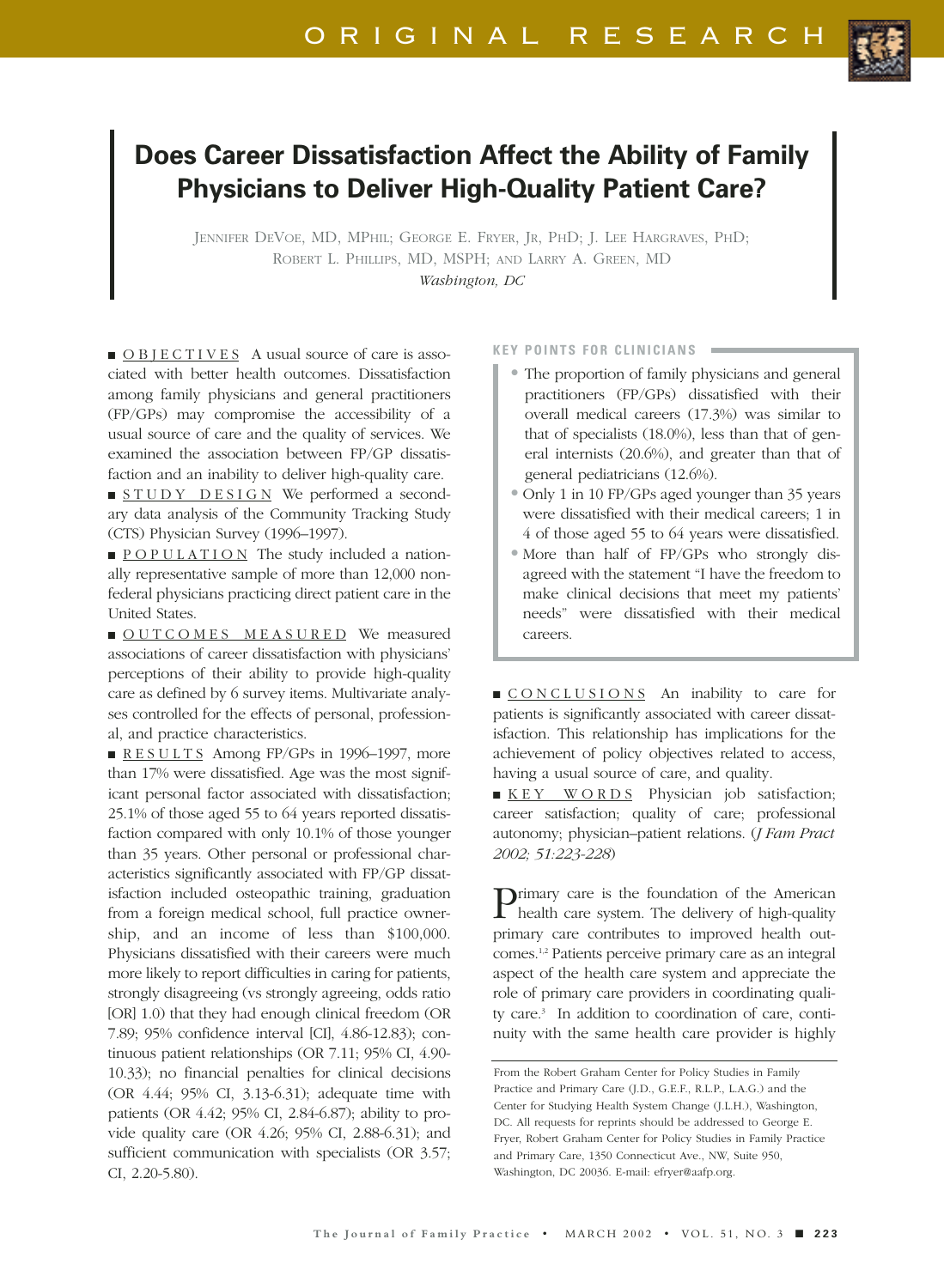# Does Career Dissatisfaction Affect the Ability of Family Physicians to Deliver High-Quality Patient Care?

JENNIFER DEVOE, MD, MPHIL; GEORGE E. FRYER, JR, PHD; J. LEE HARGRAVES, PHD; ROBERT L. PHILLIPS, MD, MSPH; AND LARRY A. GREEN, MD

*Washington, DC*

■ OBJECTIVES A usual source of care is associated with better health outcomes. Dissatisfaction among family physicians and general practitioners (FP/GPs) may compromise the accessibility of a usual source of care and the quality of services. We examined the association between FP/GP dissatisfaction and an inability to deliver high-quality care.

■ STUDY DESIGN We performed a secondary data analysis of the Community Tracking Study (CTS) Physician Survey (1996–1997).

■ POPULATION The study included a nationally representative sample of more than 12,000 nonfederal physicians practicing direct patient care in the United States.

■ OUTCOMES MEASURED We measured associations of career dissatisfaction with physicians' perceptions of their ability to provide high-quality care as defined by 6 survey items. Multivariate analyses controlled for the effects of personal, professional, and practice characteristics.

■ RESULTS Among FP/GPs in 1996–1997, more than 17% were dissatisfied. Age was the most significant personal factor associated with dissatisfaction; 25.1% of those aged 55 to 64 years reported dissatisfaction compared with only 10.1% of those younger than 35 years. Other personal or professional characteristics significantly associated with FP/GP dissatisfaction included osteopathic training, graduation from a foreign medical school, full practice ownership, and an income of less than $100,000. Physicians dissatisfied with their careers were much more likely to report difficulties in caring for patients, strongly disagreeing (vs strongly agreeing, odds ratio [OR] 1.0) that they had enough clinical freedom (OR 7.89; 95% confidence interval [CI], 4.86-12.83); continuous patient relationships (OR 7.11; 95% CI, 4.90-10.33); no financial penalties for clinical decisions (OR 4.44; 95% CI, 3.13-6.31); adequate time with patients (OR 4.42; 95% CI, 2.84-6.87); ability to provide quality care (OR 4.26; 95% CI, 2.88-6.31); and sufficient communication with specialists (OR 3.57; CI, 2.20-5.80).

**KEY POINTS FOR CLINICIANS**

- The proportion of family physicians and general practitioners (FP/GPs) dissatisfied with their overall medical careers (17.3%) was similar to that of specialists (18.0%), less than that of general internists (20.6%), and greater than that of general pediatricians (12.6%).
- Only 1 in 10 FP/GPs aged younger than 35 years were dissatisfied with their medical careers; 1 in 4 of those aged 55 to 64 years were dissatisfied.
- More than half of FP/GPs who strongly disagreed with the statement "I have the freedom to make clinical decisions that meet my patients' needs" were dissatisfied with their medical careers.

■ CONCLUSIONS An inability to care for patients is significantly associated with career dissatisfaction. This relationship has implications for the achievement of policy objectives related to access, having a usual source of care, and quality.

■ KEY WORDS Physician job satisfaction; career satisfaction; quality of care; professional autonomy; physician–patient relations. (*J Fam Pract 2002; 51:223-228*)

Primary care is the foundation of the American health care system. The delivery of high-quality primary care contributes to improved health outcomes.[1,2] Patients perceive primary care as an integral aspect of the health care system and appreciate the role of primary care providers in coordinating quality care.[3] In addition to coordination of care, continuity with the same health care provider is highly

From the Robert Graham Center for Policy Studies in Family Practice and Primary Care (J.D., G.E.F., R.L.P., L.A.G.) and the Center for Studying Health System Change (J.L.H.), Washington, DC. All requests for reprints should be addressed to George E. Fryer, Robert Graham Center for Policy Studies in Family Practice and Primary Care, 1350 Connecticut Ave., NW, Suite 950, Washington, DC 20036. E-mail: efryer@aafp.org.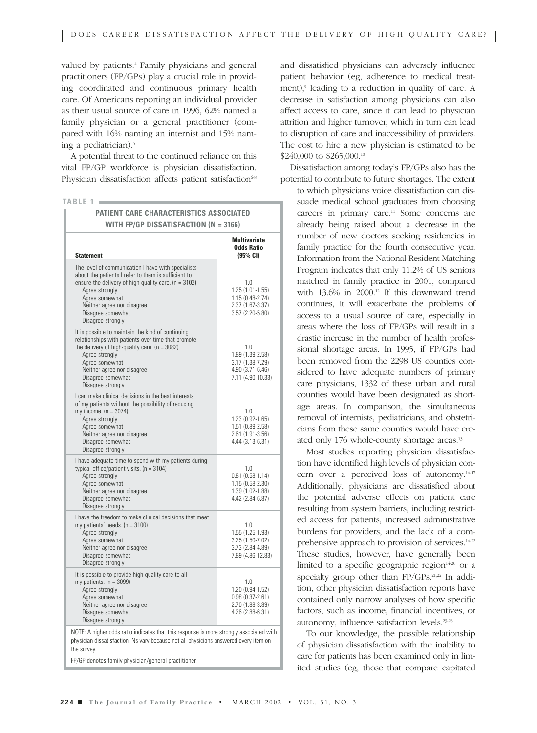valued by patients.[4] Family physicians and general practitioners (FP/GPs) play a crucial role in providing coordinated and continuous primary health care. Of Americans reporting an individual provider as their usual source of care in 1996, 62% named a family physician or a general practitioner (compared with 16% naming an internist and 15% naming a pediatrician).[5]

A potential threat to the continued reliance on this vital FP/GP workforce is physician dissatisfaction. Physician dissatisfaction affects patient satisfaction[6-8] and dissatisfied physicians can adversely influence patient behavior (eg, adherence to medical treatment),[9] leading to a reduction in quality of care. A decrease in satisfaction among physicians can also affect access to care, since it can lead to physician attrition and higher turnover, which in turn can lead to disruption of care and inaccessibility of providers. The cost to hire a new physician is estimated to be $240,000 to $265,000.[10]

**TABLE 1**

**PATIENT CARE CHARACTERISTICS ASSOCIATED WITH FP/GP DISSATISFACTION (N = 3166)**

| Statement | Multivariate Odds Ratio (95% CI) |
|---|---|
| The level of communication I have with specialists about the patients I refer to them is sufficient to ensure the delivery of high-quality care. (n = 3102) | |
| Agree strongly | 1.0 |
| Agree somewhat | 1.25 (1.01-1.55) |
| Neither agree nor disagree | 1.15 (0.48-2.74) |
| Disagree somewhat | 2.37 (1.67-3.37) |
| Disagree strongly | 3.57 (2.20-5.80) |
| It is possible to maintain the kind of continuing relationships with patients over time that promote the delivery of high-quality care. (n = 3082) | |
| Agree strongly | 1.0 |
| Agree somewhat | 1.89 (1.39-2.58) |
| Neither agree nor disagree | 3.17 (1.38-7.29) |
| Disagree somewhat | 4.90 (3.71-6.46) |
| Disagree strongly | 7.11 (4.90-10.33) |
| I can make clinical decisions in the best interests of my patients without the possibility of reducing my income. (n = 3074) | |
| Agree strongly | 1.0 |
| Agree somewhat | 1.23 (0.92-1.65) |
| Neither agree nor disagree | 1.51 (0.89-2.58) |
| Disagree somewhat | 2.61 (1.91-3.56) |
| Disagree strongly | 4.44 (3.13-6.31) |
| I have adequate time to spend with my patients during typical office/patient visits. (n = 3104) | |
| Agree strongly | 1.0 |
| Agree somewhat | 0.81 (0.58-1.14) |
| Neither agree nor disagree | 1.15 (0.58-2.30) |
| Disagree somewhat | 1.39 (1.02-1.88) |
| Disagree strongly | 4.42 (2.84-6.87) |
| I have the freedom to make clinical decisions that meet my patients' needs. (n = 3100) | |
| Agree strongly | 1.0 |
| Agree somewhat | 1.55 (1.25-1.93) |
| Neither agree nor disagree | 3.25 (1.50-7.02) |
| Disagree somewhat | 3.73 (2.84-4.89) |
| Disagree strongly | 7.89 (4.86-12.83) |
| It is possible to provide high-quality care to all my patients. (n = 3099) | |
| Agree strongly | 1.0 |
| Agree somewhat | 1.20 (0.94-1.52) |
| Neither agree nor disagree | 0.98 (0.37-2.61) |
| Disagree somewhat | 2.70 (1.88-3.89) |
| Disagree strongly | 4.26 (2.88-6.31) |

NOTE: A higher odds ratio indicates that this response is more strongly associated with physician dissatisfaction. Ns vary because not all physicians answered every item on the survey.

FP/GP denotes family physician/general practitioner.

Dissatisfaction among today's FP/GPs also has the potential to contribute to future shortages. The extent to which physicians voice dissatisfaction can dissuade medical school graduates from choosing careers in primary care.[11] Some concerns are already being raised about a decrease in the number of new doctors seeking residencies in family practice for the fourth consecutive year. Information from the National Resident Matching Program indicates that only 11.2% of US seniors matched in family practice in 2001, compared with 13.6% in 2000.[12] If this downward trend continues, it will exacerbate the problems of access to a usual source of care, especially in areas where the loss of FP/GPs will result in a drastic increase in the number of health professional shortage areas. In 1995, if FP/GPs had been removed from the 2298 US counties considered to have adequate numbers of primary care physicians, 1332 of these urban and rural counties would have been designated as shortage areas. In comparison, the simultaneous removal of internists, pediatricians, and obstetricians from these same counties would have created only 176 whole-county shortage areas.[13]

Most studies reporting physician dissatisfaction have identified high levels of physician concern over a perceived loss of autonomy.[14-17] Additionally, physicians are dissatisfied about the potential adverse effects on patient care resulting from system barriers, including restricted access for patients, increased administrative burdens for providers, and the lack of a comprehensive approach to provision of services.[14-22] These studies, however, have generally been limited to a specific geographic region[14-20] or a specialty group other than FP/GPs.[21,22] In addition, other physician dissatisfaction reports have contained only narrow analyses of how specific factors, such as income, financial incentives, or autonomy, influence satisfaction levels.[23-26]

To our knowledge, the possible relationship of physician dissatisfaction with the inability to care for patients has been examined only in limited studies (eg, those that compare capitated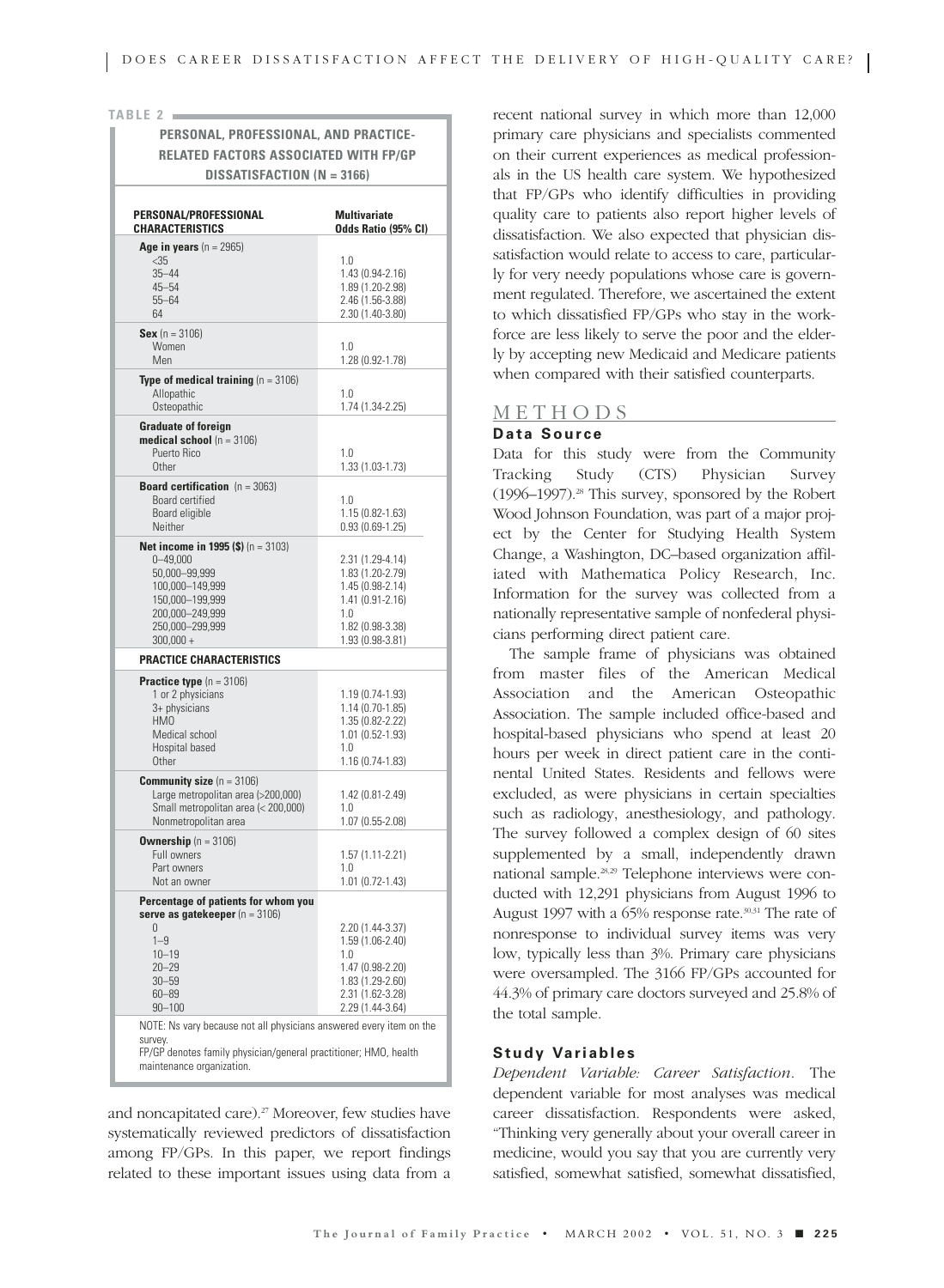**TABLE 2**

**PERSONAL, PROFESSIONAL, AND PRACTICE-RELATED FACTORS ASSOCIATED WITH FP/GP DISSATISFACTION (N = 3166)**

| PERSONAL/PROFESSIONAL CHARACTERISTICS | Multivariate Odds Ratio (95% CI) |
|---|---|
| **Age in years** (n = 2965) | |
| <35 | 1.0 |
| 35–44 | 1.43 (0.94-2.16) |
| 45–54 | 1.89 (1.20-2.98) |
| 55–64 | 2.46 (1.56-3.88) |
| 64 | 2.30 (1.40-3.80) |
| **Sex** (n = 3106) | |
| Women | 1.0 |
| Men | 1.28 (0.92-1.78) |
| **Type of medical training** (n = 3106) | |
| Allopathic | 1.0 |
| Osteopathic | 1.74 (1.34-2.25) |
| **Graduate of foreign medical school** (n = 3106) | |
| Puerto Rico | 1.0 |
| Other | 1.33 (1.03-1.73) |
| **Board certification** (n = 3063) | |
| Board certified | 1.0 |
| Board eligible | 1.15 (0.82-1.63) |
| Neither | 0.93 (0.69-1.25) |
| **Net income in 1995 ($)** (n = 3103) | |
| 0–49,000 | 2.31 (1.29-4.14) |
| 50,000–99,999 | 1.83 (1.20-2.79) |
| 100,000–149,999 | 1.45 (0.98-2.14) |
| 150,000–199,999 | 1.41 (0.91-2.16) |
| 200,000–249,999 | 1.0 |
| 250,000–299,999 | 1.82 (0.98-3.38) |
| 300,000 + | 1.93 (0.98-3.81) |
| **PRACTICE CHARACTERISTICS** | |
| **Practice type** (n = 3106) | |
| 1 or 2 physicians | 1.19 (0.74-1.93) |
| 3+ physicians | 1.14 (0.70-1.85) |
| HMO | 1.35 (0.82-2.22) |
| Medical school | 1.01 (0.52-1.93) |
| Hospital based | 1.0 |
| Other | 1.16 (0.74-1.83) |
| **Community size** (n = 3106) | |
| Large metropolitan area (>200,000) | 1.42 (0.81-2.49) |
| Small metropolitan area (< 200,000) | 1.0 |
| Nonmetropolitan area | 1.07 (0.55-2.08) |
| **Ownership** (n = 3106) | |
| Full owners | 1.57 (1.11-2.21) |
| Part owners | 1.0 |
| Not an owner | 1.01 (0.72-1.43) |
| **Percentage of patients for whom you serve as gatekeeper** (n = 3106) | |
| 0 | 2.20 (1.44-3.37) |
| 1–9 | 1.59 (1.06-2.40) |
| 10–19 | 1.0 |
| 20–29 | 1.47 (0.98-2.20) |
| 30–59 | 1.83 (1.29-2.60) |
| 60–89 | 2.31 (1.62-3.28) |
| 90–100 | 2.29 (1.44-3.64) |

NOTE: Ns vary because not all physicians answered every item on the survey.
FP/GP denotes family physician/general practitioner; HMO, health maintenance organization.

and noncapitated care).[27] Moreover, few studies have systematically reviewed predictors of dissatisfaction among FP/GPs. In this paper, we report findings related to these important issues using data from a recent national survey in which more than 12,000 primary care physicians and specialists commented on their current experiences as medical professionals in the US health care system. We hypothesized that FP/GPs who identify difficulties in providing quality care to patients also report higher levels of dissatisfaction. We also expected that physician dissatisfaction would relate to access to care, particularly for very needy populations whose care is government regulated. Therefore, we ascertained the extent to which dissatisfied FP/GPs who stay in the workforce are less likely to serve the poor and the elderly by accepting new Medicaid and Medicare patients when compared with their satisfied counterparts.

## METHODS

### Data Source

Data for this study were from the Community Tracking Study (CTS) Physician Survey (1996–1997).[28] This survey, sponsored by the Robert Wood Johnson Foundation, was part of a major project by the Center for Studying Health System Change, a Washington, DC–based organization affiliated with Mathematica Policy Research, Inc. Information for the survey was collected from a nationally representative sample of nonfederal physicians performing direct patient care.

The sample frame of physicians was obtained from master files of the American Medical Association and the American Osteopathic Association. The sample included office-based and hospital-based physicians who spend at least 20 hours per week in direct patient care in the continental United States. Residents and fellows were excluded, as were physicians in certain specialties such as radiology, anesthesiology, and pathology. The survey followed a complex design of 60 sites supplemented by a small, independently drawn national sample.[28,29] Telephone interviews were conducted with 12,291 physicians from August 1996 to August 1997 with a 65% response rate.[30,31] The rate of nonresponse to individual survey items was very low, typically less than 3%. Primary care physicians were oversampled. The 3166 FP/GPs accounted for 44.3% of primary care doctors surveyed and 25.8% of the total sample.

### Study Variables

*Dependent Variable: Career Satisfaction*. The dependent variable for most analyses was medical career dissatisfaction. Respondents were asked, "Thinking very generally about your overall career in medicine, would you say that you are currently very satisfied, somewhat satisfied, somewhat dissatisfied,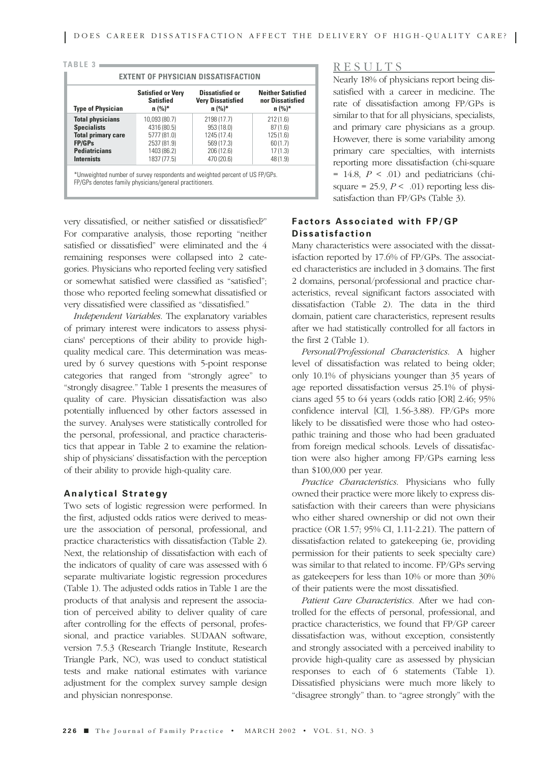**TABLE 3**

**EXTENT OF PHYSICIAN DISSATISFACTION**

| Type of Physician | Satisfied or Very Satisfied n (%)* | Dissatisfied or Very Dissatisfied n (%)* | Neither Satisfied nor Dissatisfied n (%)* |
|---|---|---|---|
| **Total physicians** | 10,093 (80.7) | 2198 (17.7) | 212 (1.6) |
| **Specialists** | 4316 (80.5) | 953 (18.0) | 87 (1.6) |
| **Total primary care** | 5777 (81.0) | 1245 (17.4) | 125 (1.6) |
| **FP/GPs** | 2537 (81.9) | 569 (17.3) | 60 (1.7) |
| **Pediatricians** | 1403 (86.2) | 206 (12.6) | 17 (1.3) |
| **Internists** | 1837 (77.5) | 470 (20.6) | 48 (1.9) |

*Unweighted number of survey respondents and weighted percent of US FP/GPs.
FP/GPs denotes family physicians/general practitioners.

very dissatisfied, or neither satisfied or dissatisfied?" For comparative analysis, those reporting "neither satisfied or dissatisfied" were eliminated and the 4 remaining responses were collapsed into 2 categories. Physicians who reported feeling very satisfied or somewhat satisfied were classified as "satisfied"; those who reported feeling somewhat dissatisfied or very dissatisfied were classified as "dissatisfied."

*Independent Variables.* The explanatory variables of primary interest were indicators to assess physicians' perceptions of their ability to provide high-quality medical care. This determination was measured by 6 survey questions with 5-point response categories that ranged from "strongly agree" to "strongly disagree." Table 1 presents the measures of quality of care. Physician dissatisfaction was also potentially influenced by other factors assessed in the survey. Analyses were statistically controlled for the personal, professional, and practice characteristics that appear in Table 2 to examine the relationship of physicians' dissatisfaction with the perception of their ability to provide high-quality care.

### Analytical Strategy

Two sets of logistic regression were performed. In the first, adjusted odds ratios were derived to measure the association of personal, professional, and practice characteristics with dissatisfaction (Table 2). Next, the relationship of dissatisfaction with each of the indicators of quality of care was assessed with 6 separate multivariate logistic regression procedures (Table 1). The adjusted odds ratios in Table 1 are the products of that analysis and represent the association of perceived ability to deliver quality of care after controlling for the effects of personal, professional, and practice variables. SUDAAN software, version 7.5.3 (Research Triangle Institute, Research Triangle Park, NC), was used to conduct statistical tests and make national estimates with variance adjustment for the complex survey sample design and physician nonresponse.

## RESULTS

Nearly 18% of physicians report being dissatisfied with a career in medicine. The rate of dissatisfaction among FP/GPs is similar to that for all physicians, specialists, and primary care physicians as a group. However, there is some variability among primary care specialties, with internists reporting more dissatisfaction (chi-square = 14.8, $P < .01$) and pediatricians (chi-square = 25.9, $P < .01$) reporting less dissatisfaction than FP/GPs (Table 3).

### Factors Associated with FP/GP Dissatisfaction

Many characteristics were associated with the dissatisfaction reported by 17.6% of FP/GPs. The associated characteristics are included in 3 domains. The first 2 domains, personal/professional and practice characteristics, reveal significant factors associated with dissatisfaction (Table 2). The data in the third domain, patient care characteristics, represent results after we had statistically controlled for all factors in the first 2 (Table 1).

*Personal/Professional Characteristics.* A higher level of dissatisfaction was related to being older; only 10.1% of physicians younger than 35 years of age reported dissatisfaction versus 25.1% of physicians aged 55 to 64 years (odds ratio [OR] 2.46; 95% confidence interval [CI], 1.56-3.88). FP/GPs more likely to be dissatisfied were those who had osteopathic training and those who had been graduated from foreign medical schools. Levels of dissatisfaction were also higher among FP/GPs earning less than $100,000 per year.

*Practice Characteristics.* Physicians who fully owned their practice were more likely to express dissatisfaction with their careers than were physicians who either shared ownership or did not own their practice (OR 1.57; 95% CI, 1.11-2.21). The pattern of dissatisfaction related to gatekeeping (ie, providing permission for their patients to seek specialty care) was similar to that related to income. FP/GPs serving as gatekeepers for less than 10% or more than 30% of their patients were the most dissatisfied.

*Patient Care Characteristics.* After we had controlled for the effects of personal, professional, and practice characteristics, we found that FP/GP career dissatisfaction was, without exception, consistently and strongly associated with a perceived inability to provide high-quality care as assessed by physician responses to each of 6 statements (Table 1). Dissatisfied physicians were much more likely to "disagree strongly" than. to "agree strongly" with the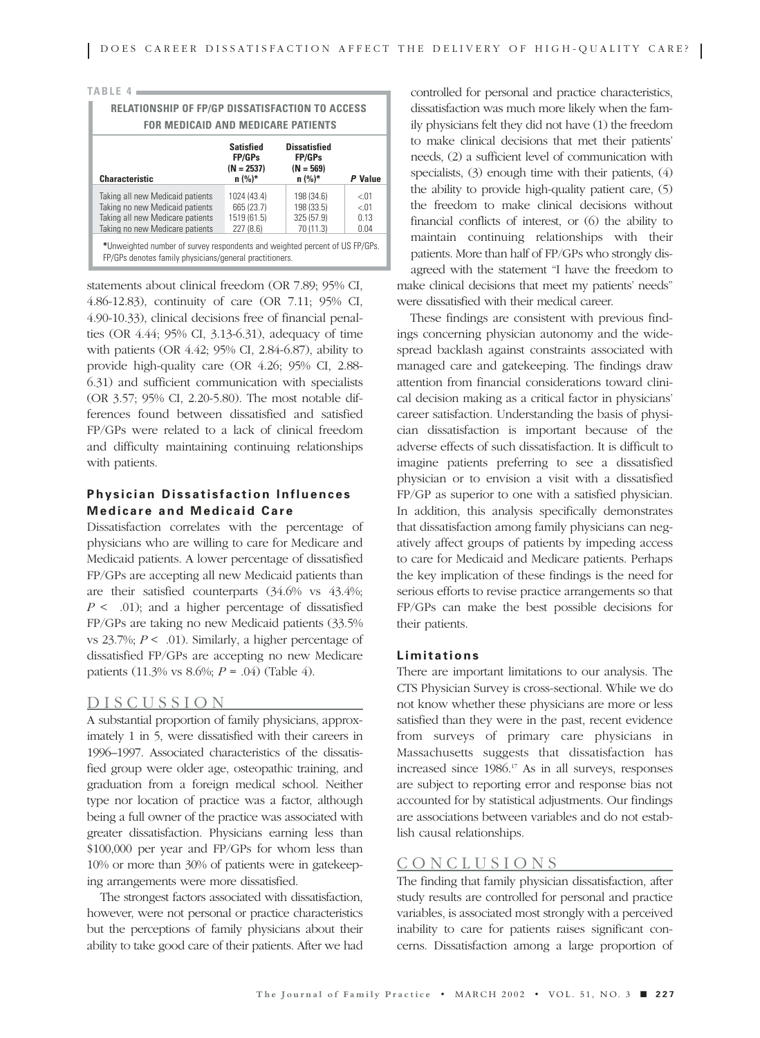**TABLE 4**

**RELATIONSHIP OF FP/GP DISSATISFACTION TO ACCESS FOR MEDICAID AND MEDICARE PATIENTS**

| Characteristic | Satisfied FP/GPs (N = 2537) n (%)* | Dissatisfied FP/GPs (N = 569) n (%)* | *P* Value |
|---|---|---|---|
| Taking all new Medicaid patients | 1024 (43.4) | 198 (34.6) | <.01 |
| Taking no new Medicaid patients | 665 (23.7) | 198 (33.5) | <.01 |
| Taking all new Medicare patients | 1519 (61.5) | 325 (57.9) | 0.13 |
| Taking no new Medicare patients | 227 (8.6) | 70 (11.3) | 0.04 |

*Unweighted number of survey respondents and weighted percent of US FP/GPs. FP/GPs denotes family physicians/general practitioners.

statements about clinical freedom (OR 7.89; 95% CI, 4.86-12.83), continuity of care (OR 7.11; 95% CI, 4.90-10.33), clinical decisions free of financial penalties (OR 4.44; 95% CI, 3.13-6.31), adequacy of time with patients (OR 4.42; 95% CI, 2.84-6.87), ability to provide high-quality care (OR 4.26; 95% CI, 2.88-6.31) and sufficient communication with specialists (OR 3.57; 95% CI, 2.20-5.80). The most notable differences found between dissatisfied and satisfied FP/GPs were related to a lack of clinical freedom and difficulty maintaining continuing relationships with patients.

### Physician Dissatisfaction Influences Medicare and Medicaid Care

Dissatisfaction correlates with the percentage of physicians who are willing to care for Medicare and Medicaid patients. A lower percentage of dissatisfied FP/GPs are accepting all new Medicaid patients than are their satisfied counterparts (34.6% vs 43.4%; $P < .01$); and a higher percentage of dissatisfied FP/GPs are taking no new Medicaid patients (33.5% vs 23.7%; $P < .01$). Similarly, a higher percentage of dissatisfied FP/GPs are accepting no new Medicare patients (11.3% vs 8.6%; $P = .04$) (Table 4).

## DISCUSSION

A substantial proportion of family physicians, approximately 1 in 5, were dissatisfied with their careers in 1996–1997. Associated characteristics of the dissatisfied group were older age, osteopathic training, and graduation from a foreign medical school. Neither type nor location of practice was a factor, although being a full owner of the practice was associated with greater dissatisfaction. Physicians earning less than \$100,000 per year and FP/GPs for whom less than 10% or more than 30% of patients were in gatekeeping arrangements were more dissatisfied.

The strongest factors associated with dissatisfaction, however, were not personal or practice characteristics but the perceptions of family physicians about their ability to take good care of their patients. After we had controlled for personal and practice characteristics, dissatisfaction was much more likely when the family physicians felt they did not have (1) the freedom to make clinical decisions that met their patients' needs, (2) a sufficient level of communication with specialists, (3) enough time with their patients, (4) the ability to provide high-quality patient care, (5) the freedom to make clinical decisions without financial conflicts of interest, or (6) the ability to maintain continuing relationships with their patients. More than half of FP/GPs who strongly disagreed with the statement "I have the freedom to make clinical decisions that meet my patients' needs" were dissatisfied with their medical career.

These findings are consistent with previous findings concerning physician autonomy and the widespread backlash against constraints associated with managed care and gatekeeping. The findings draw attention from financial considerations toward clinical decision making as a critical factor in physicians' career satisfaction. Understanding the basis of physician dissatisfaction is important because of the adverse effects of such dissatisfaction. It is difficult to imagine patients preferring to see a dissatisfied physician or to envision a visit with a dissatisfied FP/GP as superior to one with a satisfied physician. In addition, this analysis specifically demonstrates that dissatisfaction among family physicians can negatively affect groups of patients by impeding access to care for Medicaid and Medicare patients. Perhaps the key implication of these findings is the need for serious efforts to revise practice arrangements so that FP/GPs can make the best possible decisions for their patients.

### Limitations

There are important limitations to our analysis. The CTS Physician Survey is cross-sectional. While we do not know whether these physicians are more or less satisfied than they were in the past, recent evidence from surveys of primary care physicians in Massachusetts suggests that dissatisfaction has increased since 1986.[17] As in all surveys, responses are subject to reporting error and response bias not accounted for by statistical adjustments. Our findings are associations between variables and do not establish causal relationships.

## CONCLUSIONS

The finding that family physician dissatisfaction, after study results are controlled for personal and practice variables, is associated most strongly with a perceived inability to care for patients raises significant concerns. Dissatisfaction among a large proportion of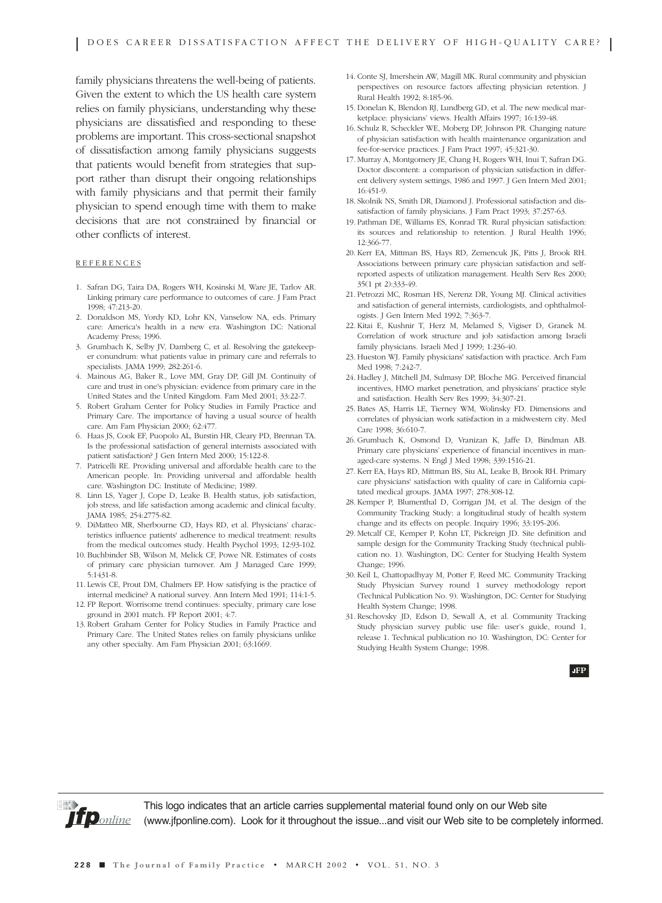family physicians threatens the well-being of patients. Given the extent to which the US health care system relies on family physicians, understanding why these physicians are dissatisfied and responding to these problems are important. This cross-sectional snapshot of dissatisfaction among family physicians suggests that patients would benefit from strategies that support rather than disrupt their ongoing relationships with family physicians and that permit their family physician to spend enough time with them to make decisions that are not constrained by financial or other conflicts of interest.

## REFERENCES

1. Safran DG, Taira DA, Rogers WH, Kosinski M, Ware JE, Tarlov AR. Linking primary care performance to outcomes of care. J Fam Pract 1998; 47:213-20.
2. Donaldson MS, Yordy KD, Lohr KN, Vanselow NA, eds. Primary care: America's health in a new era. Washington DC: National Academy Press; 1996.
3. Grumbach K, Selby JV, Damberg C, et al. Resolving the gatekeeper conundrum: what patients value in primary care and referrals to specialists. JAMA 1999; 282:261-6.
4. Mainous AG, Baker R., Love MM, Gray DP, Gill JM. Continuity of care and trust in one's physician: evidence from primary care in the United States and the United Kingdom. Fam Med 2001; 33:22-7.
5. Robert Graham Center for Policy Studies in Family Practice and Primary Care. The importance of having a usual source of health care. Am Fam Physician 2000; 62:477.
6. Haas JS, Cook EF, Puopolo AL, Burstin HR, Cleary PD, Brennan TA. Is the professional satisfaction of general internists associated with patient satisfaction? J Gen Intern Med 2000; 15:122-8.
7. Patricelli RE. Providing universal and affordable health care to the American people. In: Providing universal and affordable health care. Washington DC: Institute of Medicine; 1989.
8. Linn LS, Yager J, Cope D, Leake B. Health status, job satisfaction, job stress, and life satisfaction among academic and clinical faculty. JAMA 1985; 254:2775-82.
9. DiMatteo MR, Sherbourne CD, Hays RD, et al. Physicians' characteristics influence patients' adherence to medical treatment: results from the medical outcomes study. Health Psychol 1993; 12:93-102.
10. Buchbinder SB, Wilson M, Melick CF, Powe NR. Estimates of costs of primary care physician turnover. Am J Managed Care 1999; 5:1431-8.
11. Lewis CE, Prout DM, Chalmers EP. How satisfying is the practice of internal medicine? A national survey. Ann Intern Med 1991; 114:1-5.
12. FP Report. Worrisome trend continues: specialty, primary care lose ground in 2001 match. FP Report 2001; 4:7.
13. Robert Graham Center for Policy Studies in Family Practice and Primary Care. The United States relies on family physicians unlike any other specialty. Am Fam Physician 2001; 63:1669.
14. Conte SJ, Imershein AW, Magill MK. Rural community and physician perspectives on resource factors affecting physician retention. J Rural Health 1992; 8:185-96.
15. Donelan K, Blendon RJ, Lundberg GD, et al. The new medical marketplace: physicians' views. Health Affairs 1997; 16:139-48.
16. Schulz R, Scheckler WE, Moberg DP, Johnson PR. Changing nature of physician satisfaction with health maintenance organization and fee-for-service practices. J Fam Pract 1997; 45:321-30.
17. Murray A, Montgomery JE, Chang H, Rogers WH, Inui T, Safran DG. Doctor discontent: a comparison of physician satisfaction in different delivery system settings, 1986 and 1997. J Gen Intern Med 2001; 16:451-9.
18. Skolnik NS, Smith DR, Diamond J. Professional satisfaction and dissatisfaction of family physicians. J Fam Pract 1993; 37:257-63.
19. Pathman DE, Williams ES, Konrad TR. Rural physician satisfaction: its sources and relationship to retention. J Rural Health 1996; 12:366-77.
20. Kerr EA, Mittman BS, Hays RD, Zemencuk JK, Pitts J, Brook RH. Associations between primary care physician satisfaction and self-reported aspects of utilization management. Health Serv Res 2000; 35(1 pt 2):333-49.
21. Petrozzi MC, Rosman HS, Nerenz DR, Young MJ. Clinical activities and satisfaction of general internists, cardiologists, and ophthalmologists. J Gen Intern Med 1992; 7:363-7.
22. Kitai E, Kushnir T, Herz M, Melamed S, Vigiser D, Granek M. Correlation of work structure and job satisfaction among Israeli family physicians. Israeli Med J 1999; 1:236-40.
23. Hueston WJ. Family physicians' satisfaction with practice. Arch Fam Med 1998; 7:242-7.
24. Hadley J, Mitchell JM, Sulmasy DP, Bloche MG. Perceived financial incentives, HMO market penetration, and physicians' practice style and satisfaction. Health Serv Res 1999; 34:307-21.
25. Bates AS, Harris LE, Tierney WM, Wolinsky FD. Dimensions and correlates of physician work satisfaction in a midwestern city. Med Care 1998; 36:610-7.
26. Grumbach K, Osmond D, Vranizan K, Jaffe D, Bindman AB. Primary care physicians' experience of financial incentives in managed-care systems. N Engl J Med 1998; 339:1516-21.
27. Kerr EA, Hays RD, Mittman BS, Siu AL, Leake B, Brook RH. Primary care physicians' satisfaction with quality of care in California capitated medical groups. JAMA 1997; 278:308-12.
28. Kemper P, Blumenthal D, Corrigan JM, et al. The design of the Community Tracking Study: a longitudinal study of health system change and its effects on people. Inquiry 1996; 33:195-206.
29. Metcalf CE, Kemper P, Kohn LT, Pickreign JD. Site definition and sample design for the Community Tracking Study (technical publication no. 1). Washington, DC: Center for Studying Health System Change; 1996.
30. Keil L, Chattopadhyay M, Potter F, Reed MC. Community Tracking Study Physician Survey round 1 survey methodology report (Technical Publication No. 9). Washington, DC: Center for Studying Health System Change; 1998.
31. Reschovsky JD, Edson D, Sewall A, et al. Community Tracking Study physician survey public use file: user's guide, round 1, release 1. Technical publication no 10. Washington, DC: Center for Studying Health System Change; 1998.

This logo indicates that an article carries supplemental material found only on our Web site (www.jfponline.com). Look for it throughout the issue...and visit our Web site to be completely informed.